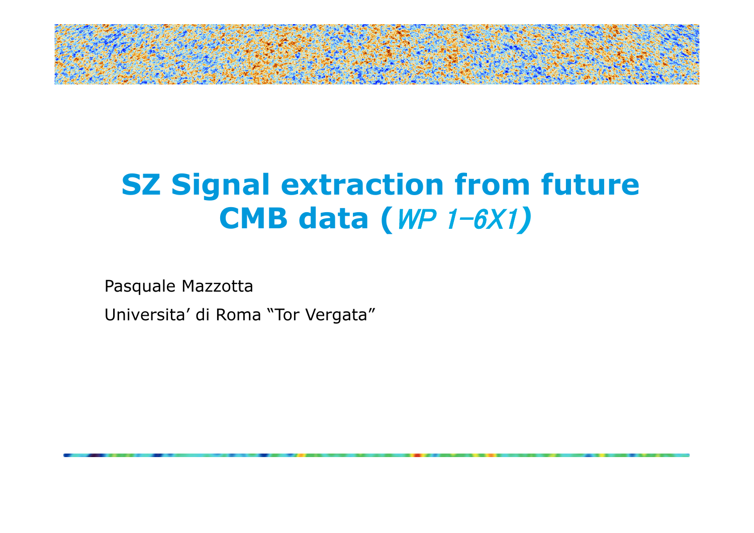# SZ Signal extraction from future CMB data (*WP 1-6X1*)

Pasquale Mazzotta

Universita' di Roma "Tor Vergata"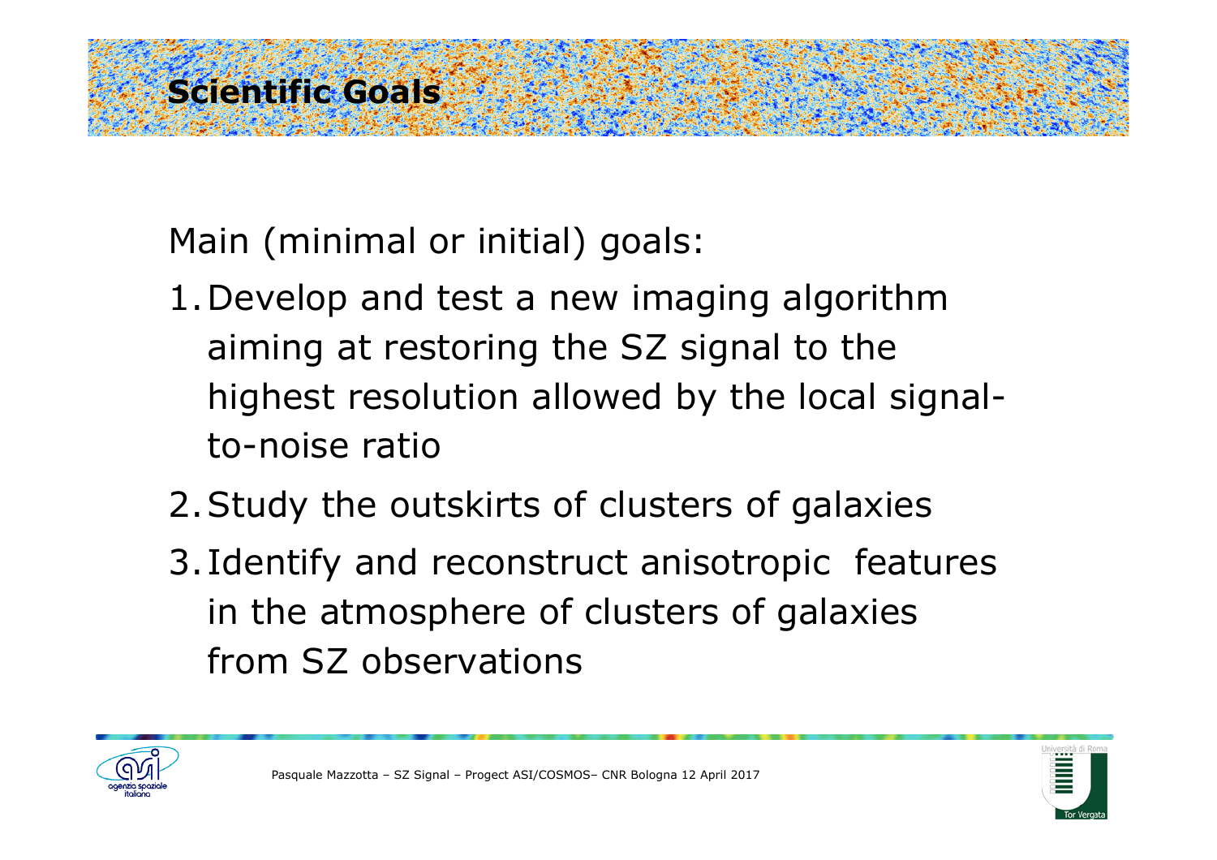# Scientific Goals

Main (minimal or initial) goals:

1. Develop and test a new imaging algorithm aiming at restoring the SZ signal to the highest resolution allowed by the local signal-to-noise ratio
2. Study the outskirts of clusters of galaxies
3. Identify and reconstruct anisotropic features in the atmosphere of clusters of galaxies from SZ observations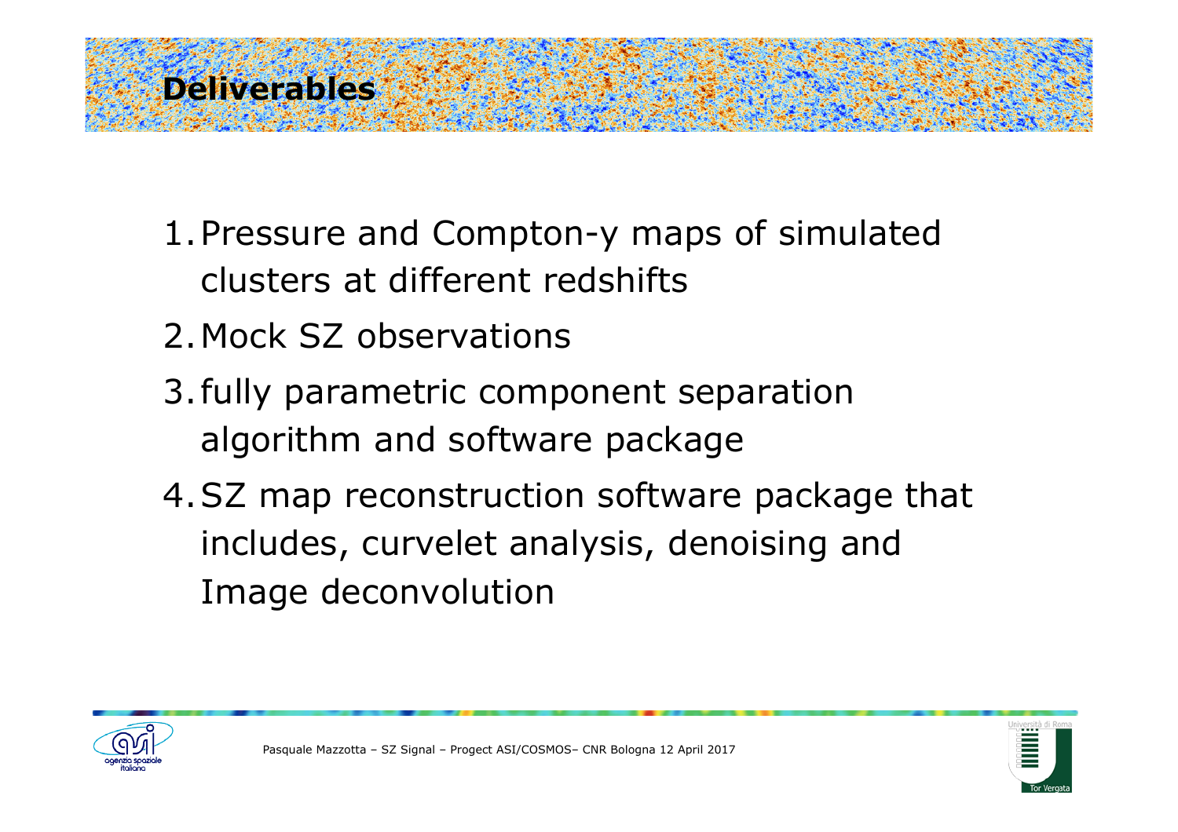# Deliverables

1. Pressure and Compton-y maps of simulated clusters at different redshifts
2. Mock SZ observations
3. fully parametric component separation algorithm and software package
4. SZ map reconstruction software package that includes, curvelet analysis, denoising and Image deconvolution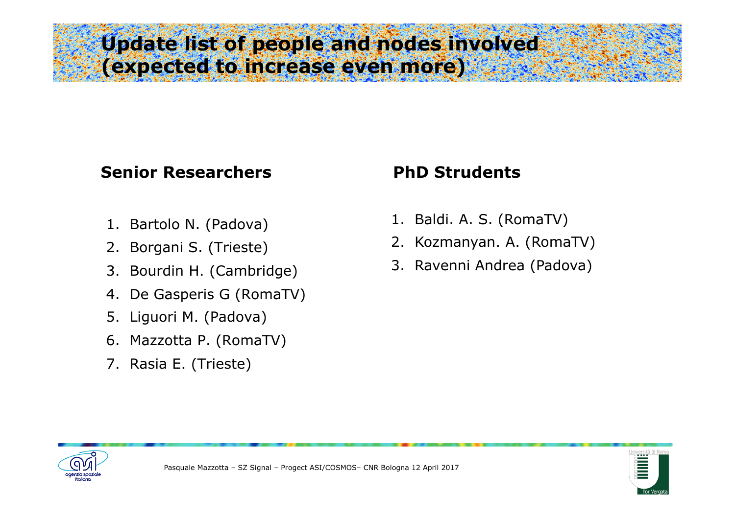# Update list of people and nodes involved (expected to increase even more)

**Senior Researchers**

1. Bartolo N. (Padova)
2. Borgani S. (Trieste)
3. Bourdin H. (Cambridge)
4. De Gasperis G (RomaTV)
5. Liguori M. (Padova)
6. Mazzotta P. (RomaTV)
7. Rasia E. (Trieste)

**PhD Strudents**

1. Baldi. A. S. (RomaTV)
2. Kozmanyan. A. (RomaTV)
3. Ravenni Andrea (Padova)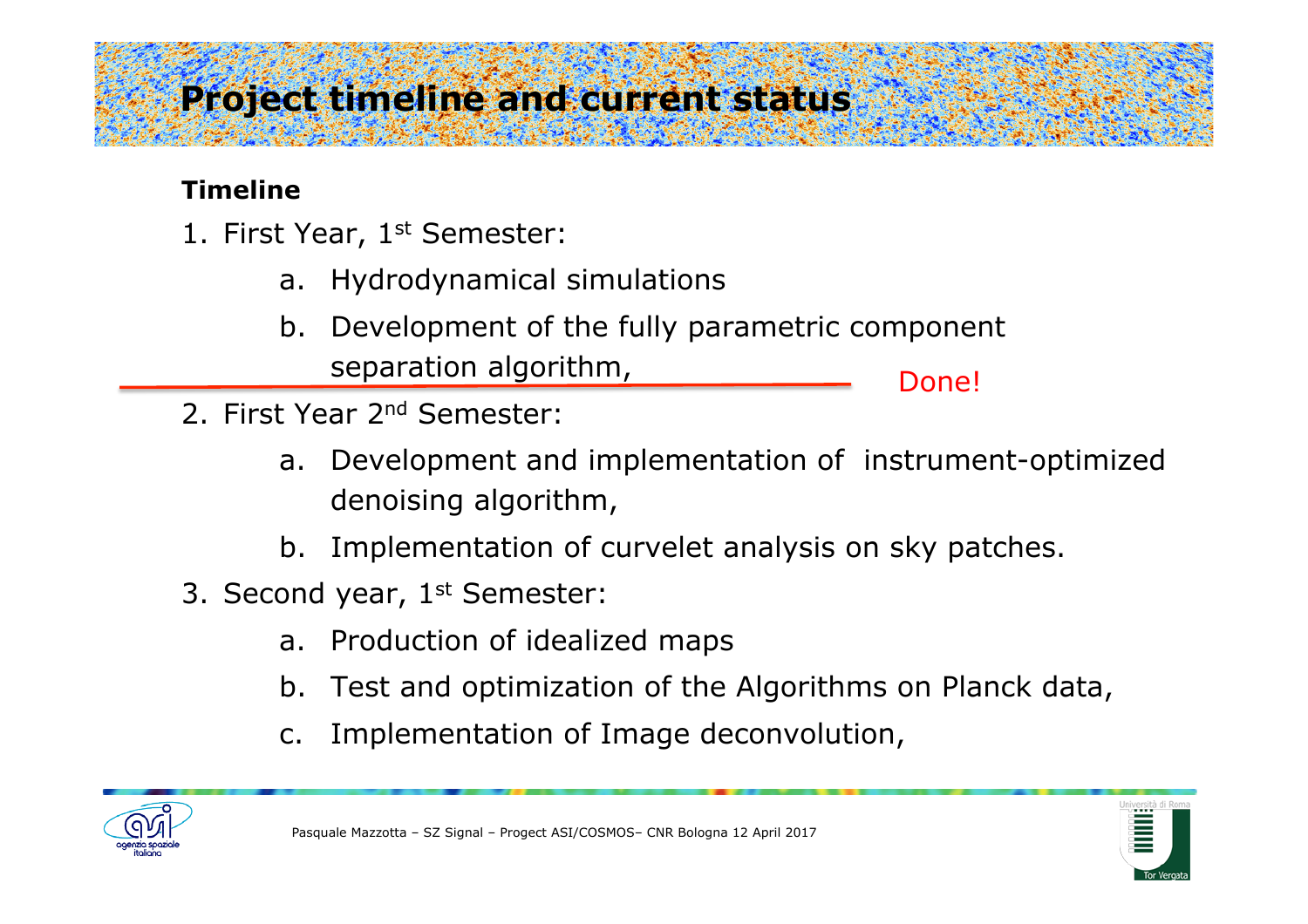# Project timeline and current status

**Timeline**

1. First Year, 1st Semester:
   a. Hydrodynamical simulations
   b. Development of the fully parametric component separation algorithm,

Done!

2. First Year 2nd Semester:
   a. Development and implementation of instrument-optimized denoising algorithm,
   b. Implementation of curvelet analysis on sky patches.
3. Second year, 1st Semester:
   a. Production of idealized maps
   b. Test and optimization of the Algorithms on Planck data,
   c. Implementation of Image deconvolution,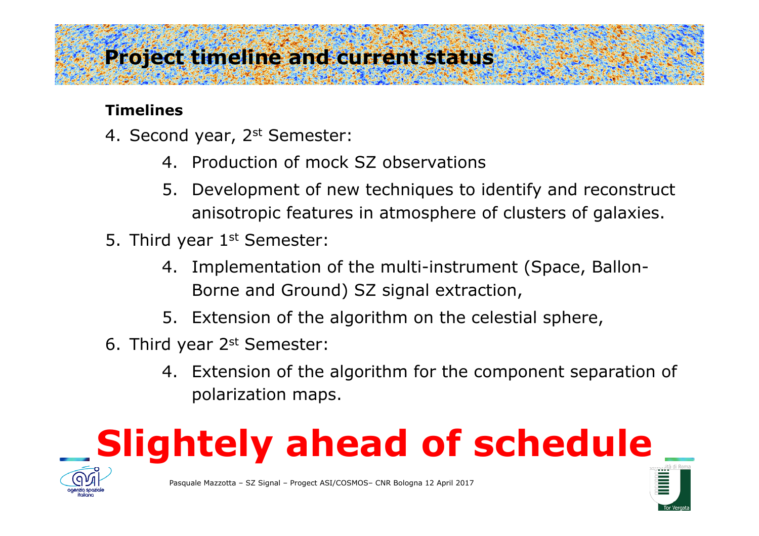# Project timeline and current status

**Timelines**

4. Second year, 2st Semester:
    4. Production of mock SZ observations
    5. Development of new techniques to identify and reconstruct anisotropic features in atmosphere of clusters of galaxies.
5. Third year 1st Semester:
    4. Implementation of the multi-instrument (Space, Ballon-Borne and Ground) SZ signal extraction,
    5. Extension of the algorithm on the celestial sphere,
6. Third year 2st Semester:
    4. Extension of the algorithm for the component separation of polarization maps.

# Slightely ahead of schedule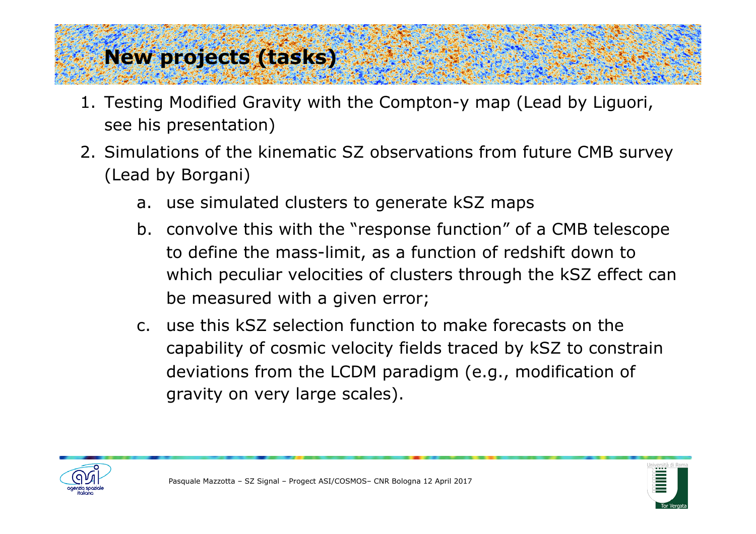# New projects (tasks)

1. Testing Modified Gravity with the Compton-y map (Lead by Liguori, see his presentation)
2. Simulations of the kinematic SZ observations from future CMB survey (Lead by Borgani)
   a. use simulated clusters to generate kSZ maps
   b. convolve this with the "response function" of a CMB telescope to define the mass-limit, as a function of redshift down to which peculiar velocities of clusters through the kSZ effect can be measured with a given error;
   c. use this kSZ selection function to make forecasts on the capability of cosmic velocity fields traced by kSZ to constrain deviations from the LCDM paradigm (e.g., modification of gravity on very large scales).